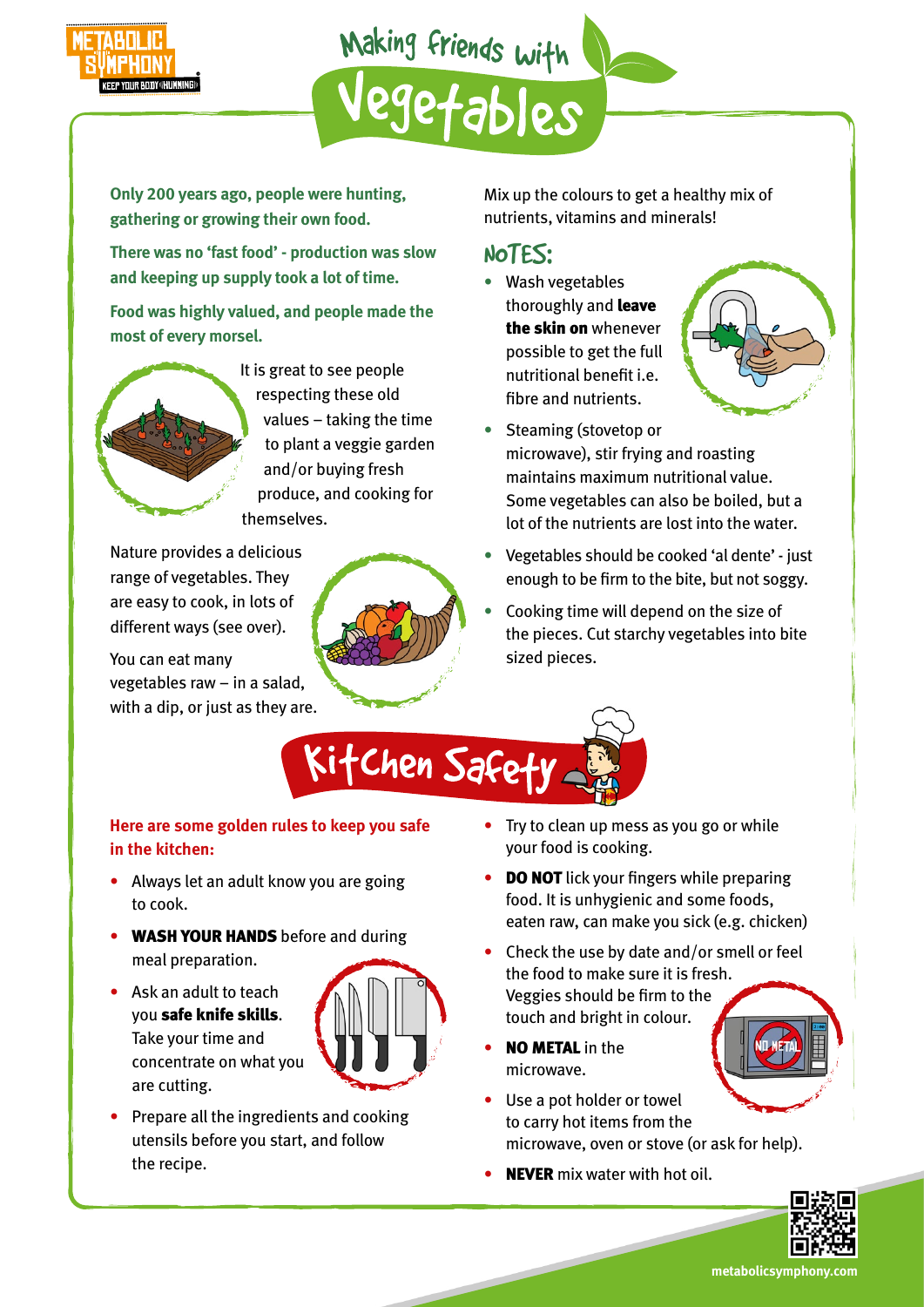# Making Friends with Vegetables

**Only 200 years ago, people were hunting, gathering or growing their own food.**

**There was no 'fast food' - production was slow and keeping up supply took a lot of time.**

**Food was highly valued, and people made the most of every morsel.**

It is great to see people respecting these old values – taking the time to plant a veggie garden and/or buying fresh produce, and cooking for themselves.

Nature provides a delicious range of vegetables. They are easy to cook, in lots of different ways (see over).

You can eat many vegetables raw – in a salad, with a dip, or just as they are.

Mix up the colours to get a healthy mix of nutrients, vitamins and minerals!

## NOTES:

- Wash vegetables thoroughly and **leave the skin on** whenever possible to get the full nutritional benefit i.e. fibre and nutrients.
- Steaming (stovetop or microwave), stir frying and roasting maintains maximum nutritional value. Some vegetables can also be boiled, but a lot of the nutrients are lost into the water.
- Vegetables should be cooked 'al dente' - just enough to be firm to the bite, but not soggy.
- Cooking time will depend on the size of the pieces. Cut starchy vegetables into bite sized pieces.

# Kitchen Safety

**Here are some golden rules to keep you safe in the kitchen:**

- Always let an adult know you are going to cook.
- **WASH YOUR HANDS** before and during meal preparation.
- Ask an adult to teach you **safe knife skills**. Take your time and concentrate on what you are cutting.
- Prepare all the ingredients and cooking utensils before you start, and follow the recipe.
- Try to clean up mess as you go or while your food is cooking.
- **DO NOT** lick your fingers while preparing food. It is unhygienic and some foods, eaten raw, can make you sick (e.g. chicken)
- Check the use by date and/or smell or feel the food to make sure it is fresh. Veggies should be firm to the touch and bright in colour.
- **NO METAL** in the microwave.
- Use a pot holder or towel to carry hot items from the microwave, oven or stove (or ask for help).
- **NEVER** mix water with hot oil.

metabolicsymphony.com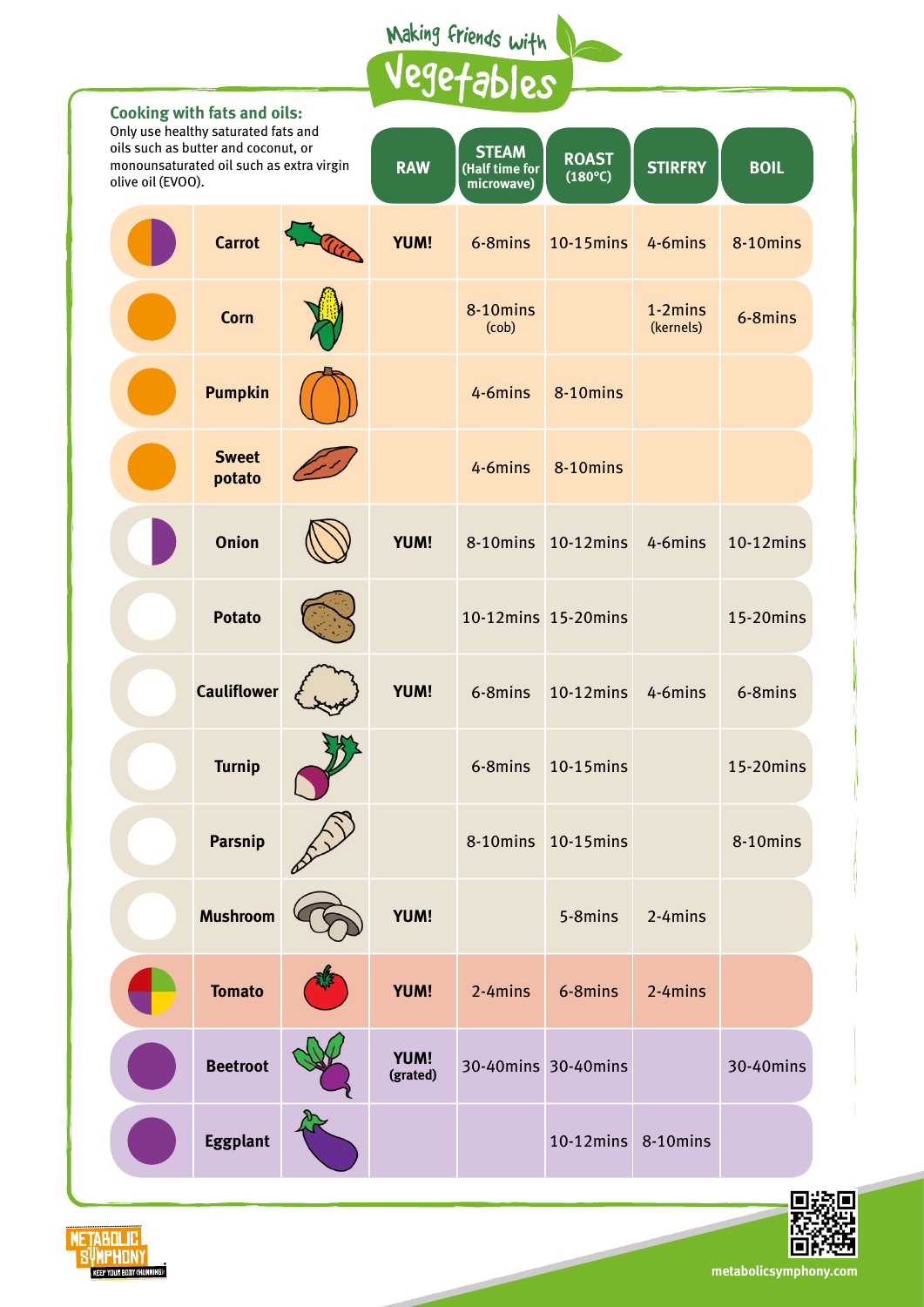# Making friends with Vegetables

## Cooking with fats and oils:

Only use healthy saturated fats and oils such as butter and coconut, or monounsaturated oil such as extra virgin olive oil (EVOO).

| Vegetable | RAW | STEAM (Half time for microwave) | ROAST (180°C) | STIRFRY | BOIL |
|---|---|---|---|---|---|
| Carrot | YUM! | 6-8mins | 10-15mins | 4-6mins | 8-10mins |
| Corn | | 8-10mins (cob) | | 1-2mins (kernels) | 6-8mins |
| Pumpkin | | 4-6mins | 8-10mins | | |
| Sweet potato | | 4-6mins | 8-10mins | | |
| Onion | YUM! | 8-10mins | 10-12mins | 4-6mins | 10-12mins |
| Potato | | 10-12mins | 15-20mins | | 15-20mins |
| Cauliflower | YUM! | 6-8mins | 10-12mins | 4-6mins | 6-8mins |
| Turnip | | 6-8mins | 10-15mins | | 15-20mins |
| Parsnip | | 8-10mins | 10-15mins | | 8-10mins |
| Mushroom | YUM! | | 5-8mins | 2-4mins | |
| Tomato | YUM! | 2-4mins | 6-8mins | 2-4mins | |
| Beetroot | YUM! (grated) | 30-40mins | 30-40mins | | 30-40mins |
| Eggplant | | | 10-12mins | 8-10mins | |

METABOLIC SYMPHONY — KEEP YOUR BODY HUMMING!

metabolicsymphony.com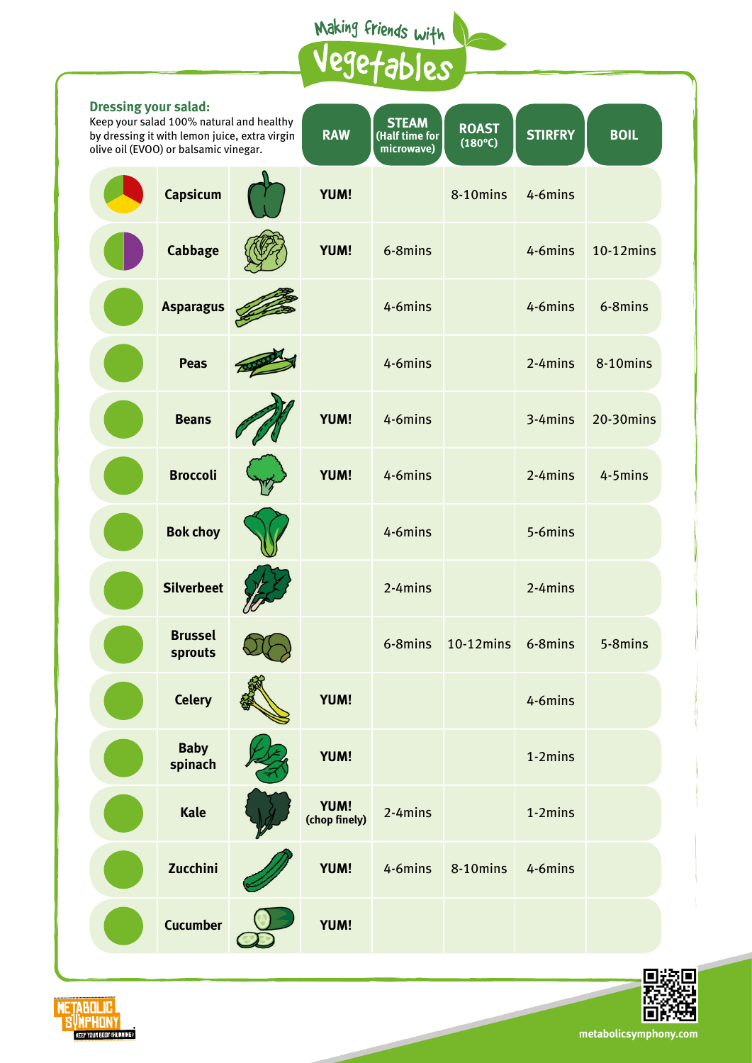# Making friends with Vegetables

**Dressing your salad:**
Keep your salad 100% natural and healthy by dressing it with lemon juice, extra virgin olive oil (EVOO) or balsamic vinegar.

| Vegetable | RAW | STEAM (Half time for microwave) | ROAST (180°C) | STIRFRY | BOIL |
|---|---|---|---|---|---|
| Capsicum | YUM! | | 8-10mins | 4-6mins | |
| Cabbage | YUM! | 6-8mins | | 4-6mins | 10-12mins |
| Asparagus | | 4-6mins | | 4-6mins | 6-8mins |
| Peas | | 4-6mins | | 2-4mins | 8-10mins |
| Beans | YUM! | 4-6mins | | 3-4mins | 20-30mins |
| Broccoli | YUM! | 4-6mins | | 2-4mins | 4-5mins |
| Bok choy | | 4-6mins | | 5-6mins | |
| Silverbeet | | 2-4mins | | 2-4mins | |
| Brussel sprouts | | 6-8mins | 10-12mins | 6-8mins | 5-8mins |
| Celery | YUM! | | | 4-6mins | |
| Baby spinach | YUM! | | | 1-2mins | |
| Kale | YUM! (chop finely) | 2-4mins | | 1-2mins | |
| Zucchini | YUM! | 4-6mins | 8-10mins | 4-6mins | |
| Cucumber | YUM! | | | | |

METABOLIC SYMPHONY
KEEP YOUR BODY HUMMING!

metabolicsymphony.com